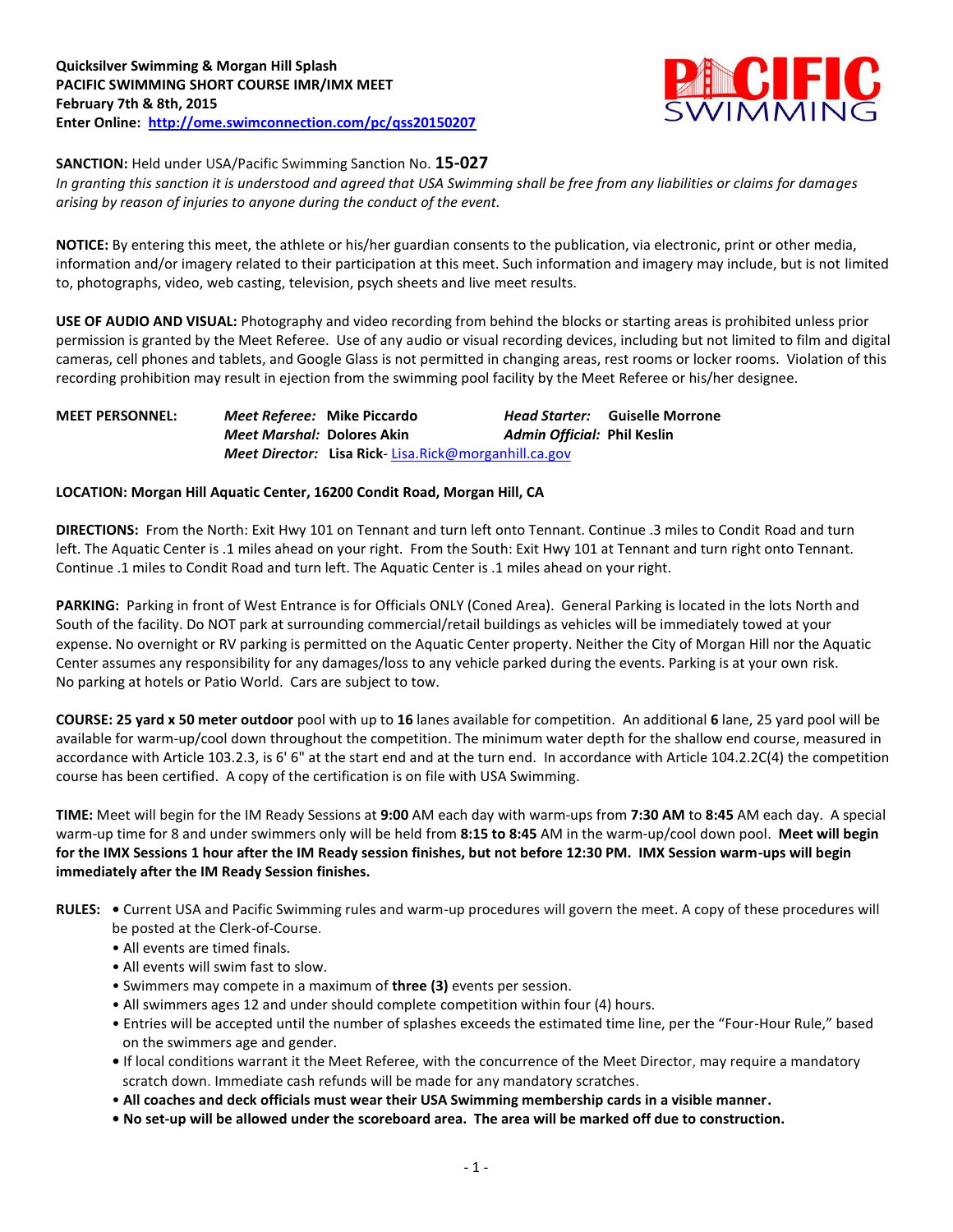**Quicksilver Swimming & Morgan Hill Splash**
**PACIFIC SWIMMING SHORT COURSE IMR/IMX MEET**
**February 7th & 8th, 2015**
**Enter Online: [http://ome.swimconnection.com/pc/qss20150207](http://ome.swimconnection.com/pc/qss20150207)**

PACIFIC SWIMMING

**SANCTION:** Held under USA/Pacific Swimming Sanction No. **15-027**
*In granting this sanction it is understood and agreed that USA Swimming shall be free from any liabilities or claims for damages arising by reason of injuries to anyone during the conduct of the event.*

**NOTICE:** By entering this meet, the athlete or his/her guardian consents to the publication, via electronic, print or other media, information and/or imagery related to their participation at this meet. Such information and imagery may include, but is not limited to, photographs, video, web casting, television, psych sheets and live meet results.

**USE OF AUDIO AND VISUAL:** Photography and video recording from behind the blocks or starting areas is prohibited unless prior permission is granted by the Meet Referee. Use of any audio or visual recording devices, including but not limited to film and digital cameras, cell phones and tablets, and Google Glass is not permitted in changing areas, rest rooms or locker rooms. Violation of this recording prohibition may result in ejection from the swimming pool facility by the Meet Referee or his/her designee.

**MEET PERSONNEL:**
*Meet Referee:* **Mike Piccardo** — *Head Starter:* **Guiselle Morrone**
*Meet Marshal:* **Dolores Akin** — *Admin Official:* **Phil Keslin**
*Meet Director:* **Lisa Rick**- [Lisa.Rick@morganhill.ca.gov](mailto:Lisa.Rick@morganhill.ca.gov)

**LOCATION: Morgan Hill Aquatic Center, 16200 Condit Road, Morgan Hill, CA**

**DIRECTIONS:** From the North: Exit Hwy 101 on Tennant and turn left onto Tennant. Continue .3 miles to Condit Road and turn left. The Aquatic Center is .1 miles ahead on your right. From the South: Exit Hwy 101 at Tennant and turn right onto Tennant. Continue .1 miles to Condit Road and turn left. The Aquatic Center is .1 miles ahead on your right.

**PARKING:** Parking in front of West Entrance is for Officials ONLY (Coned Area). General Parking is located in the lots North and South of the facility. Do NOT park at surrounding commercial/retail buildings as vehicles will be immediately towed at your expense. No overnight or RV parking is permitted on the Aquatic Center property. Neither the City of Morgan Hill nor the Aquatic Center assumes any responsibility for any damages/loss to any vehicle parked during the events. Parking is at your own risk. No parking at hotels or Patio World. Cars are subject to tow.

**COURSE: 25 yard x 50 meter outdoor** pool with up to **16** lanes available for competition. An additional **6** lane, 25 yard pool will be available for warm-up/cool down throughout the competition. The minimum water depth for the shallow end course, measured in accordance with Article 103.2.3, is 6' 6" at the start end and at the turn end. In accordance with Article 104.2.2C(4) the competition course has been certified. A copy of the certification is on file with USA Swimming.

**TIME:** Meet will begin for the IM Ready Sessions at **9:00** AM each day with warm-ups from **7:30 AM** to **8:45** AM each day. A special warm-up time for 8 and under swimmers only will be held from **8:15 to 8:45** AM in the warm-up/cool down pool. **Meet will begin for the IMX Sessions 1 hour after the IM Ready session finishes, but not before 12:30 PM. IMX Session warm-ups will begin immediately after the IM Ready Session finishes.**

**RULES:**
- Current USA and Pacific Swimming rules and warm-up procedures will govern the meet. A copy of these procedures will be posted at the Clerk-of-Course.
- All events are timed finals.
- All events will swim fast to slow.
- Swimmers may compete in a maximum of **three (3)** events per session.
- All swimmers ages 12 and under should complete competition within four (4) hours.
- Entries will be accepted until the number of splashes exceeds the estimated time line, per the "Four-Hour Rule," based on the swimmers age and gender.
- If local conditions warrant it the Meet Referee, with the concurrence of the Meet Director, may require a mandatory scratch down. Immediate cash refunds will be made for any mandatory scratches.
- **All coaches and deck officials must wear their USA Swimming membership cards in a visible manner.**
- **No set-up will be allowed under the scoreboard area. The area will be marked off due to construction.**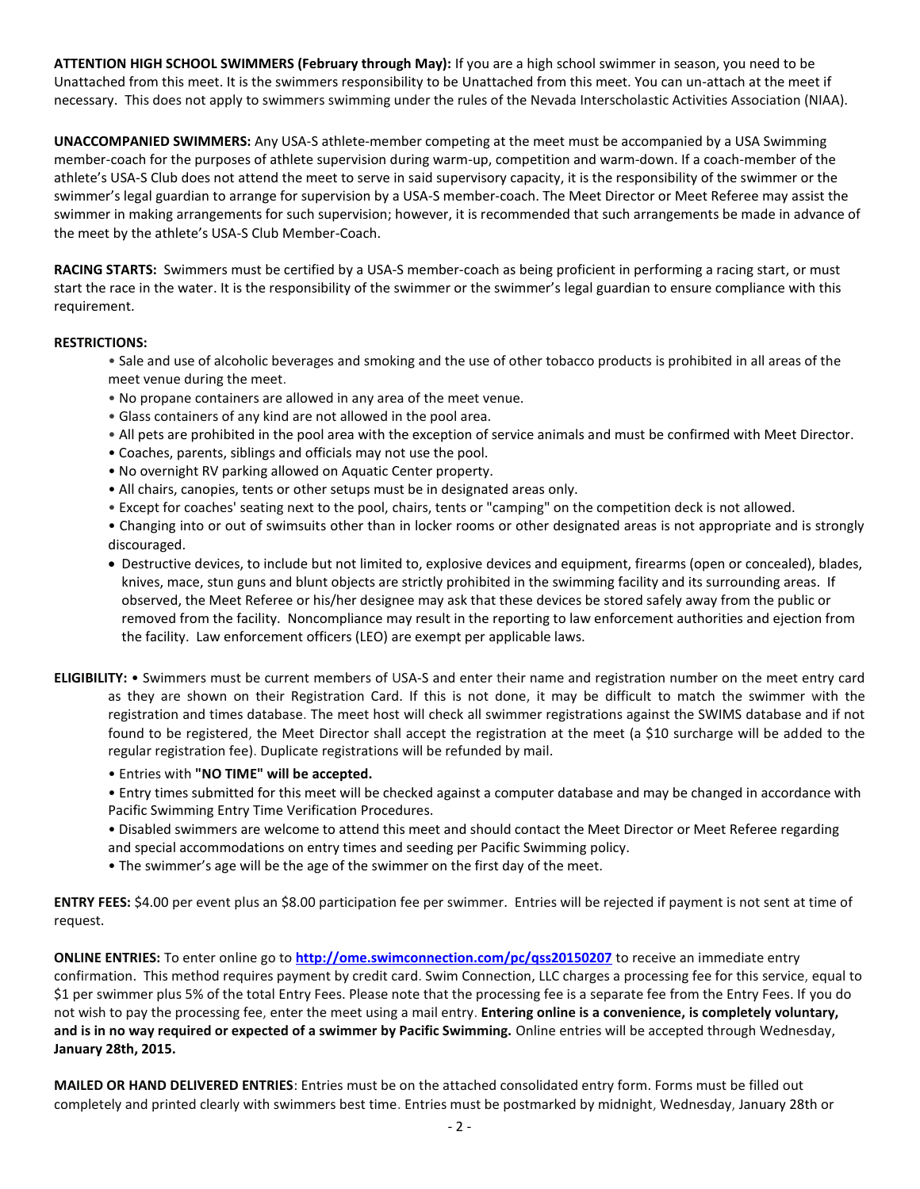**ATTENTION HIGH SCHOOL SWIMMERS (February through May):** If you are a high school swimmer in season, you need to be Unattached from this meet. It is the swimmers responsibility to be Unattached from this meet. You can un-attach at the meet if necessary. This does not apply to swimmers swimming under the rules of the Nevada Interscholastic Activities Association (NIAA).

**UNACCOMPANIED SWIMMERS:** Any USA-S athlete-member competing at the meet must be accompanied by a USA Swimming member-coach for the purposes of athlete supervision during warm-up, competition and warm-down. If a coach-member of the athlete's USA-S Club does not attend the meet to serve in said supervisory capacity, it is the responsibility of the swimmer or the swimmer's legal guardian to arrange for supervision by a USA-S member-coach. The Meet Director or Meet Referee may assist the swimmer in making arrangements for such supervision; however, it is recommended that such arrangements be made in advance of the meet by the athlete's USA-S Club Member-Coach.

**RACING STARTS:** Swimmers must be certified by a USA-S member-coach as being proficient in performing a racing start, or must start the race in the water. It is the responsibility of the swimmer or the swimmer's legal guardian to ensure compliance with this requirement.

**RESTRICTIONS:**

- Sale and use of alcoholic beverages and smoking and the use of other tobacco products is prohibited in all areas of the meet venue during the meet.
- No propane containers are allowed in any area of the meet venue.
- Glass containers of any kind are not allowed in the pool area.
- All pets are prohibited in the pool area with the exception of service animals and must be confirmed with Meet Director.
- Coaches, parents, siblings and officials may not use the pool.
- No overnight RV parking allowed on Aquatic Center property.
- All chairs, canopies, tents or other setups must be in designated areas only.
- Except for coaches' seating next to the pool, chairs, tents or "camping" on the competition deck is not allowed.
- Changing into or out of swimsuits other than in locker rooms or other designated areas is not appropriate and is strongly discouraged.
- Destructive devices, to include but not limited to, explosive devices and equipment, firearms (open or concealed), blades, knives, mace, stun guns and blunt objects are strictly prohibited in the swimming facility and its surrounding areas. If observed, the Meet Referee or his/her designee may ask that these devices be stored safely away from the public or removed from the facility. Noncompliance may result in the reporting to law enforcement authorities and ejection from the facility. Law enforcement officers (LEO) are exempt per applicable laws.

**ELIGIBILITY:**

- Swimmers must be current members of USA-S and enter their name and registration number on the meet entry card as they are shown on their Registration Card. If this is not done, it may be difficult to match the swimmer with the registration and times database. The meet host will check all swimmer registrations against the SWIMS database and if not found to be registered, the Meet Director shall accept the registration at the meet (a $10 surcharge will be added to the regular registration fee). Duplicate registrations will be refunded by mail.
- Entries with **"NO TIME" will be accepted.**
- Entry times submitted for this meet will be checked against a computer database and may be changed in accordance with Pacific Swimming Entry Time Verification Procedures.
- Disabled swimmers are welcome to attend this meet and should contact the Meet Director or Meet Referee regarding and special accommodations on entry times and seeding per Pacific Swimming policy.
- The swimmer's age will be the age of the swimmer on the first day of the meet.

**ENTRY FEES:** $4.00 per event plus an $8.00 participation fee per swimmer. Entries will be rejected if payment is not sent at time of request.

**ONLINE ENTRIES:** To enter online go to **http://ome.swimconnection.com/pc/qss20150207** to receive an immediate entry confirmation. This method requires payment by credit card. Swim Connection, LLC charges a processing fee for this service, equal to $1 per swimmer plus 5% of the total Entry Fees. Please note that the processing fee is a separate fee from the Entry Fees. If you do not wish to pay the processing fee, enter the meet using a mail entry. **Entering online is a convenience, is completely voluntary, and is in no way required or expected of a swimmer by Pacific Swimming.** Online entries will be accepted through Wednesday, **January 28th, 2015.**

**MAILED OR HAND DELIVERED ENTRIES**: Entries must be on the attached consolidated entry form. Forms must be filled out completely and printed clearly with swimmers best time. Entries must be postmarked by midnight, Wednesday, January 28th or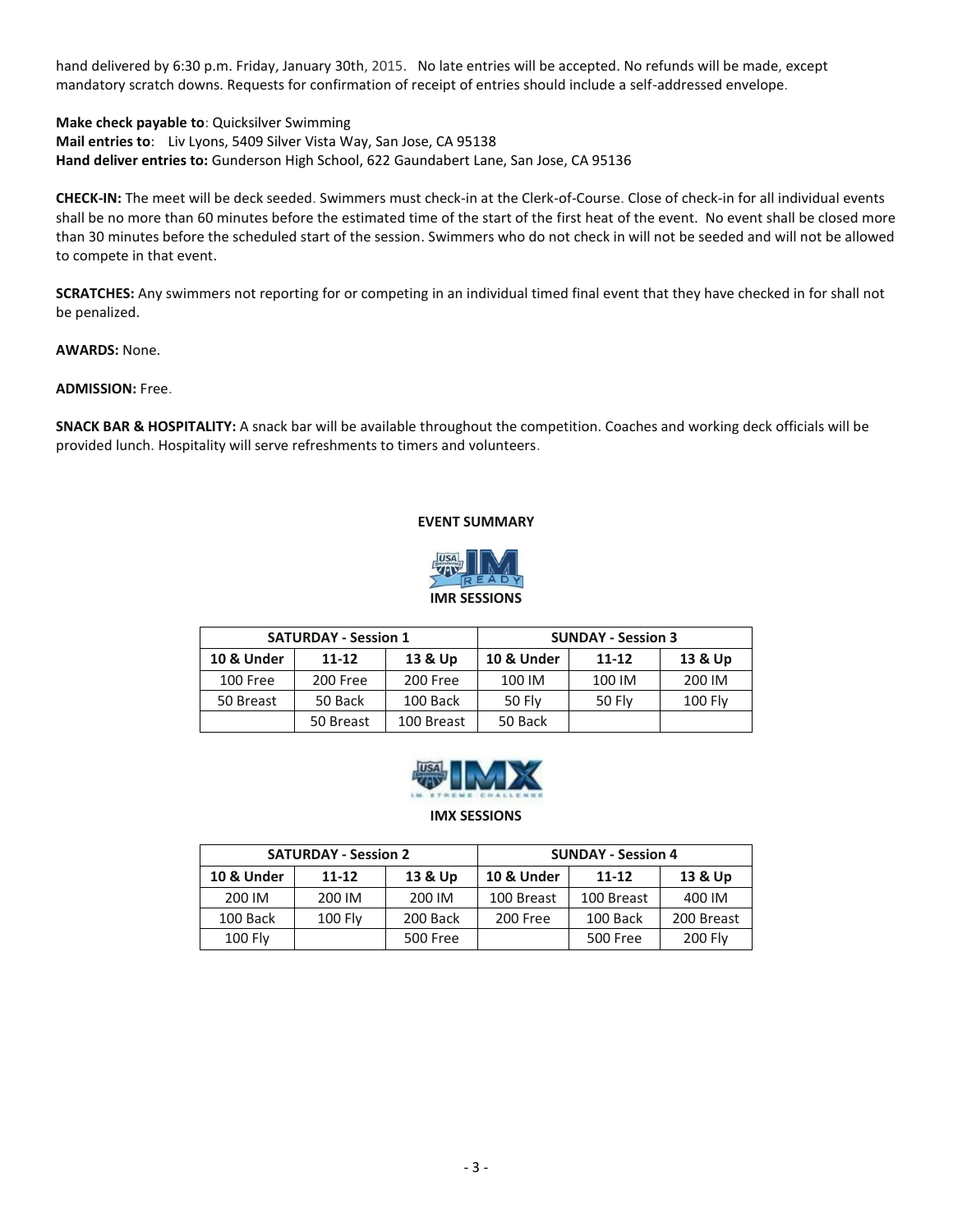hand delivered by 6:30 p.m. Friday, January 30th, 2015. No late entries will be accepted. No refunds will be made, except mandatory scratch downs. Requests for confirmation of receipt of entries should include a self-addressed envelope.

**Make check payable to**: Quicksilver Swimming
**Mail entries to**: Liv Lyons, 5409 Silver Vista Way, San Jose, CA 95138
**Hand deliver entries to:** Gunderson High School, 622 Gaundabert Lane, San Jose, CA 95136

**CHECK-IN:** The meet will be deck seeded. Swimmers must check-in at the Clerk-of-Course. Close of check-in for all individual events shall be no more than 60 minutes before the estimated time of the start of the first heat of the event. No event shall be closed more than 30 minutes before the scheduled start of the session. Swimmers who do not check in will not be seeded and will not be allowed to compete in that event.

**SCRATCHES:** Any swimmers not reporting for or competing in an individual timed final event that they have checked in for shall not be penalized.

**AWARDS:** None.

**ADMISSION:** Free.

**SNACK BAR & HOSPITALITY:** A snack bar will be available throughout the competition. Coaches and working deck officials will be provided lunch. Hospitality will serve refreshments to timers and volunteers.

## EVENT SUMMARY

### IMR SESSIONS

| SATURDAY - Session 1 | | | SUNDAY - Session 3 | | |
|---|---|---|---|---|---|
| **10 & Under** | **11-12** | **13 & Up** | **10 & Under** | **11-12** | **13 & Up** |
| 100 Free | 200 Free | 200 Free | 100 IM | 100 IM | 200 IM |
| 50 Breast | 50 Back | 100 Back | 50 Fly | 50 Fly | 100 Fly |
| | 50 Breast | 100 Breast | 50 Back | | |

### IMX SESSIONS

| SATURDAY - Session 2 | | | SUNDAY - Session 4 | | |
|---|---|---|---|---|---|
| **10 & Under** | **11-12** | **13 & Up** | **10 & Under** | **11-12** | **13 & Up** |
| 200 IM | 200 IM | 200 IM | 100 Breast | 100 Breast | 400 IM |
| 100 Back | 100 Fly | 200 Back | 200 Free | 100 Back | 200 Breast |
| 100 Fly | | 500 Free | | 500 Free | 200 Fly |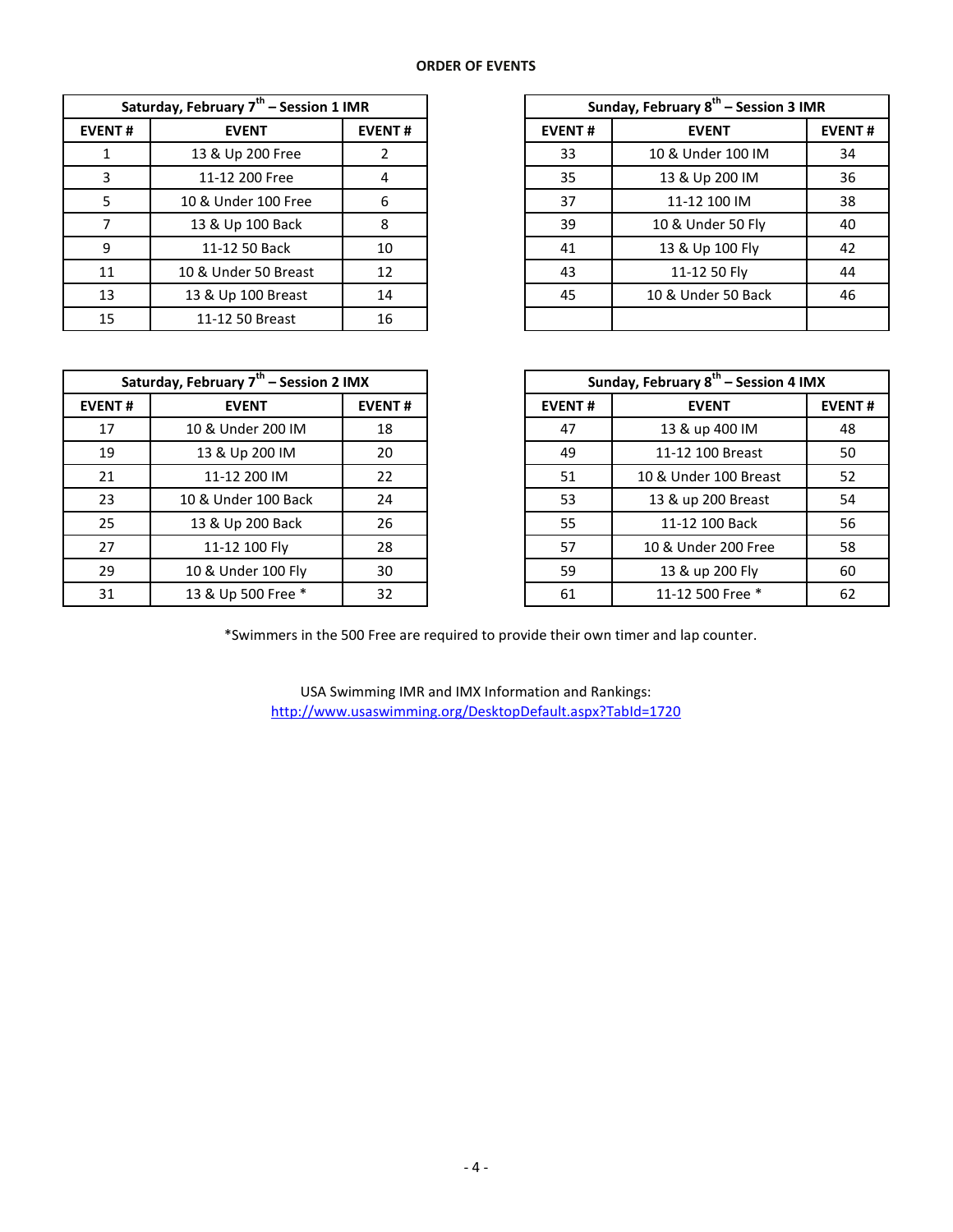## ORDER OF EVENTS

| Saturday, February 7th – Session 1 IMR | | |
|---|---|---|
| **EVENT #** | **EVENT** | **EVENT #** |
| 1 | 13 & Up 200 Free | 2 |
| 3 | 11-12 200 Free | 4 |
| 5 | 10 & Under 100 Free | 6 |
| 7 | 13 & Up 100 Back | 8 |
| 9 | 11-12 50 Back | 10 |
| 11 | 10 & Under 50 Breast | 12 |
| 13 | 13 & Up 100 Breast | 14 |
| 15 | 11-12 50 Breast | 16 |

| Saturday, February 7th – Session 2 IMX | | |
|---|---|---|
| **EVENT #** | **EVENT** | **EVENT #** |
| 17 | 10 & Under 200 IM | 18 |
| 19 | 13 & Up 200 IM | 20 |
| 21 | 11-12 200 IM | 22 |
| 23 | 10 & Under 100 Back | 24 |
| 25 | 13 & Up 200 Back | 26 |
| 27 | 11-12 100 Fly | 28 |
| 29 | 10 & Under 100 Fly | 30 |
| 31 | 13 & Up 500 Free * | 32 |

| Sunday, February 8th – Session 3 IMR | | |
|---|---|---|
| **EVENT #** | **EVENT** | **EVENT #** |
| 33 | 10 & Under 100 IM | 34 |
| 35 | 13 & Up 200 IM | 36 |
| 37 | 11-12 100 IM | 38 |
| 39 | 10 & Under 50 Fly | 40 |
| 41 | 13 & Up 100 Fly | 42 |
| 43 | 11-12 50 Fly | 44 |
| 45 | 10 & Under 50 Back | 46 |
| | | |

| Sunday, February 8th – Session 4 IMX | | |
|---|---|---|
| **EVENT #** | **EVENT** | **EVENT #** |
| 47 | 13 & up 400 IM | 48 |
| 49 | 11-12 100 Breast | 50 |
| 51 | 10 & Under 100 Breast | 52 |
| 53 | 13 & up 200 Breast | 54 |
| 55 | 11-12 100 Back | 56 |
| 57 | 10 & Under 200 Free | 58 |
| 59 | 13 & up 200 Fly | 60 |
| 61 | 11-12 500 Free * | 62 |

*Swimmers in the 500 Free are required to provide their own timer and lap counter.

USA Swimming IMR and IMX Information and Rankings:
http://www.usaswimming.org/DesktopDefault.aspx?TabId=1720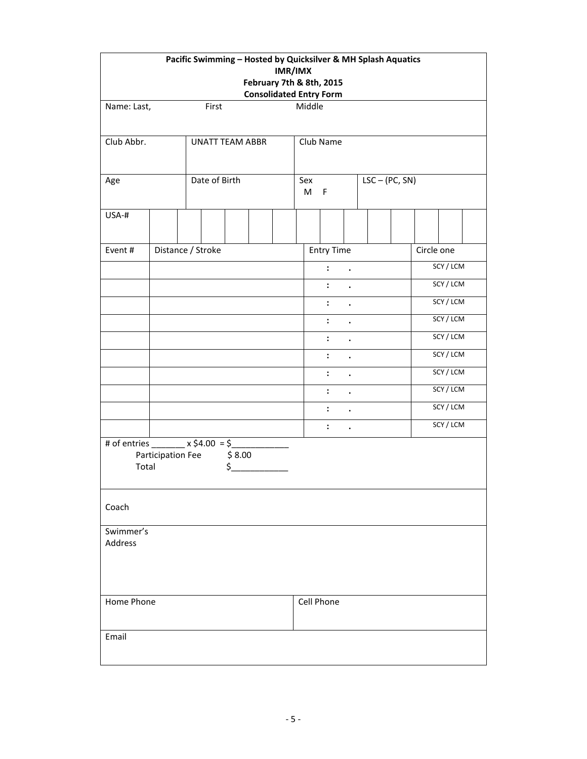**Pacific Swimming – Hosted by Quicksilver & MH Splash Aquatics**
**IMR/IMX**
**February 7th & 8th, 2015**
**Consolidated Entry Form**

| | | | |
|---|---|---|---|
| Name: Last, | First | Middle | |
| Club Abbr. | UNATT TEAM ABBR | Club Name | |
| Age | Date of Birth | Sex<br>M F | LSC – (PC, SN) |
| USA-# | | | |

| Event # | Distance / Stroke | Entry Time | Circle one |
|---|---|---|---|
| | | : . | SCY / LCM |
| | | : . | SCY / LCM |
| | | : . | SCY / LCM |
| | | : . | SCY / LCM |
| | | : . | SCY / LCM |
| | | : . | SCY / LCM |
| | | : . | SCY / LCM |
| | | : . | SCY / LCM |
| | | : . | SCY / LCM |
| | | : . | SCY / LCM |

# of entries _______ x $4.00 = $____________
Participation Fee $ 8.00
Total $____________

| | |
|---|---|
| Coach | |
| Swimmer's Address | |
| Home Phone | Cell Phone |
| Email | |